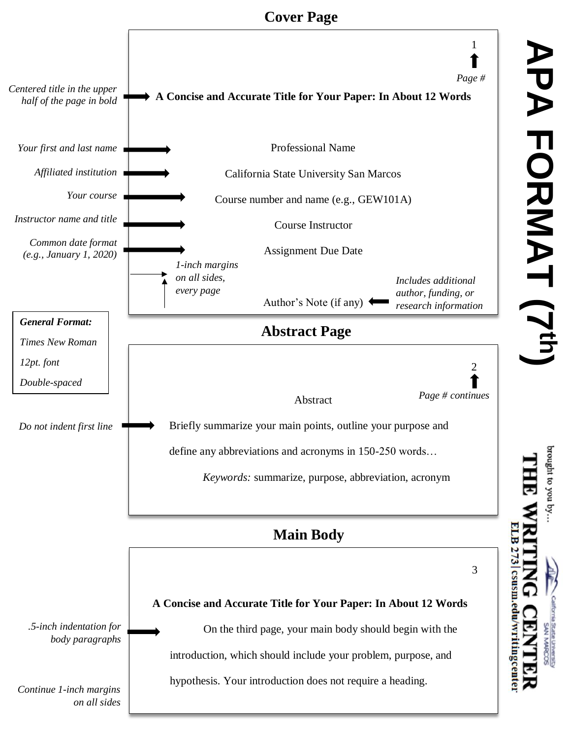# APA FORMAT (7th)

## Cover Page

1

*Page #*

*Centered title in the upper half of the page in bold* → **A Concise and Accurate Title for Your Paper: In About 12 Words**

*Your first and last name* → Professional Name

*Affiliated institution* → California State University San Marcos

*Your course* → Course number and name (e.g., GEW101A)

*Instructor name and title* → Course Instructor

*Common date format (e.g., January 1, 2020)* → Assignment Due Date

*1-inch margins on all sides, every page*

Author's Note (if any) ← *Includes additional author, funding, or research information*

**General Format:**

*Times New Roman*

*12pt. font*

*Double-spaced*

## Abstract Page

2

*Page # continues*

Abstract

*Do not indent first line* → Briefly summarize your main points, outline your purpose and define any abbreviations and acronyms in 150-250 words…

*Keywords:* summarize, purpose, abbreviation, acronym

## Main Body

3

**A Concise and Accurate Title for Your Paper: In About 12 Words**

*.5-inch indentation for body paragraphs* → On the third page, your main body should begin with the introduction, which should include your problem, purpose, and hypothesis. Your introduction does not require a heading.

*Continue 1-inch margins on all sides*

brought to you by…

THE WRITING CENTER

ELB 273 | csusm.edu/writingcenter

California State University SAN MARCOS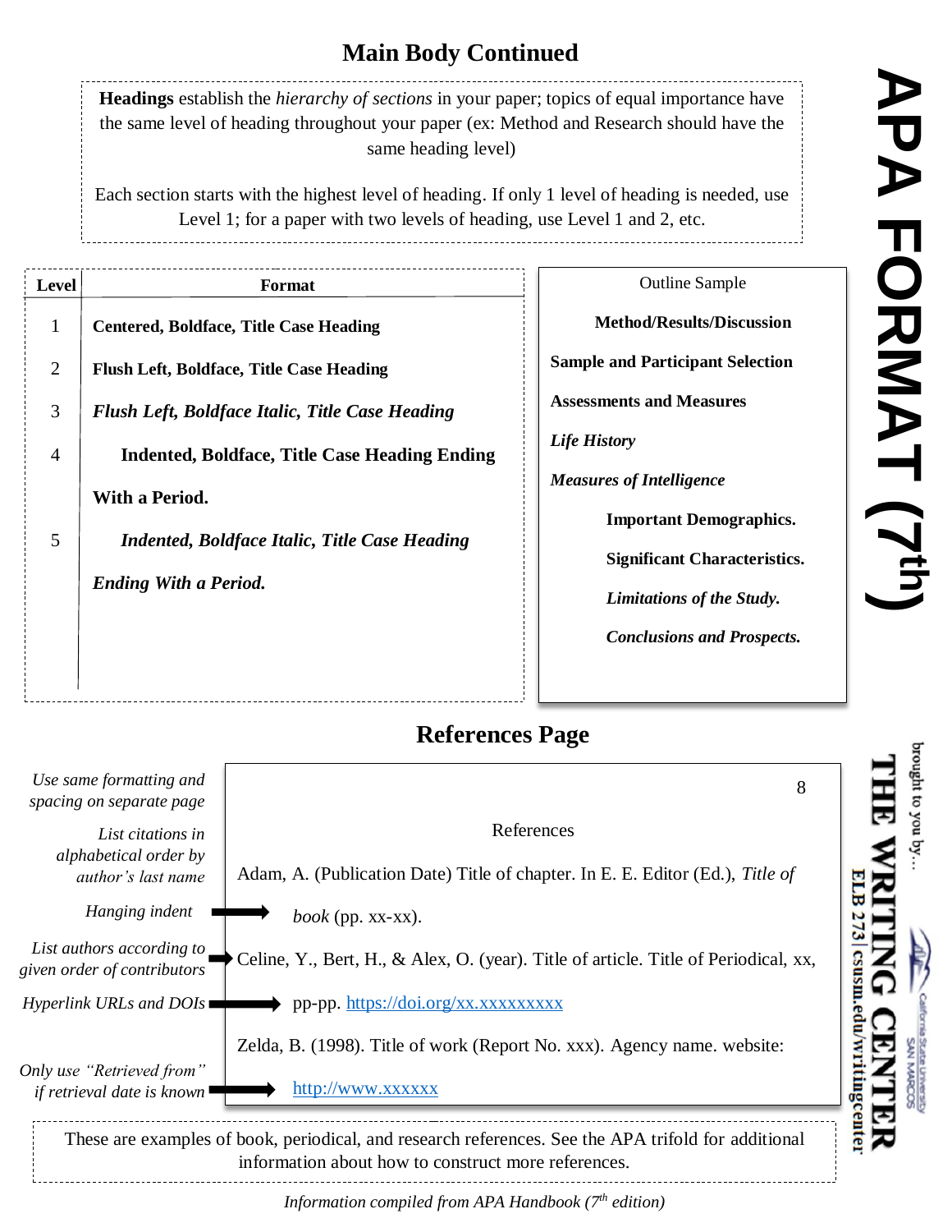## Main Body Continued

**Headings** establish the *hierarchy of sections* in your paper; topics of equal importance have the same level of heading throughout your paper (ex: Method and Research should have the same heading level)

Each section starts with the highest level of heading. If only 1 level of heading is needed, use Level 1; for a paper with two levels of heading, use Level 1 and 2, etc.

| Level | Format |
|---|---|
| 1 | **Centered, Boldface, Title Case Heading** |
| 2 | **Flush Left, Boldface, Title Case Heading** |
| 3 | ***Flush Left, Boldface Italic, Title Case Heading*** |
| 4 | **Indented, Boldface, Title Case Heading Ending With a Period.** |
| 5 | ***Indented, Boldface Italic, Title Case Heading Ending With a Period.*** |

Outline Sample

**Method/Results/Discussion**

**Sample and Participant Selection**

**Assessments and Measures**

***Life History***

***Measures of Intelligence***

**Important Demographics.**

**Significant Characteristics.**

***Limitations of the Study.***

***Conclusions and Prospects.***

APA FORMAT (7th)

## References Page

*Use same formatting and spacing on separate page*

*List citations in alphabetical order by author's last name*

*Hanging indent*

*List authors according to given order of contributors*

*Hyperlink URLs and DOIs*

*Only use "Retrieved from" if retrieval date is known*

8

References

Adam, A. (Publication Date) Title of chapter. In E. E. Editor (Ed.), *Title of book* (pp. xx-xx).

Celine, Y., Bert, H., & Alex, O. (year). Title of article. Title of Periodical, xx, pp-pp. https://doi.org/xx.xxxxxxxxx

Zelda, B. (1998). Title of work (Report No. xxx). Agency name. website: http://www.xxxxxx

These are examples of book, periodical, and research references. See the APA trifold for additional information about how to construct more references.

*Information compiled from APA Handbook (7th edition)*

brought to you by... THE WRITING CENTER ELB 273 | csusm.edu/writingcenter

California State University SAN MARCOS